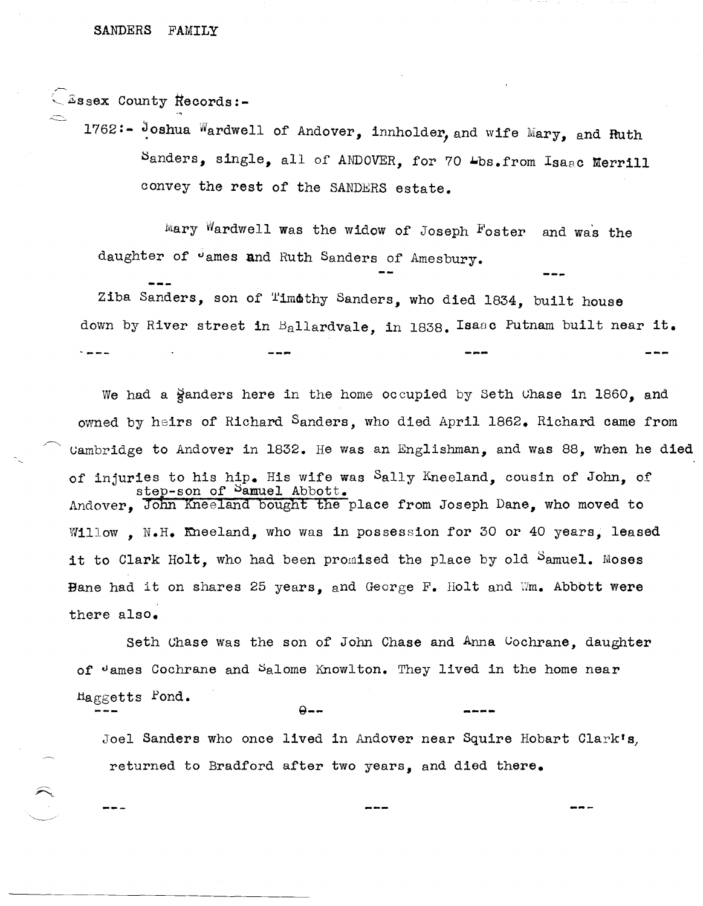# SANDERS FAMILY

Essex County Records:-

1762:- Joshua Wardwell of Andover, innholder, and wife Mary, and Ruth Sanders, single, all of ANDOVER, for 70 Lbs. from Isaac Merrill convey the rest of the SANDERS estate.

Mary Wardwell was the widow of Joseph Foster and was the daughter of James and Ruth Sanders of Amesbury.

---

Ziba Sanders, son of Timothy Sanders, who died 1834, built house down by River street in Ballardvale, in 1838. Isaac Putnam built near it.

---

We had a Sanders here in the home occupied by Seth Chase in 1860, and owned by heirs of Richard Sanders, who died April 1862. Richard came from Cambridge to Andover in 1832. He was an Englishman, and was 88, when he died of injuries to his hip. His wife was Sally Kneeland, cousin of John, of Andover, step-son of Samuel Abbott. ~~John Kneeland bought the~~ place from Joseph Dane, who moved to Willow, N.H. Kneeland, who was in possession for 30 or 40 years, leased it to Clark Holt, who had been promised the place by old Samuel. Moses Dane had it on shares 25 years, and George F. Holt and Wm. Abbott were there also.

Seth Chase was the son of John Chase and Anna Cochrane, daughter of James Cochrane and Salome Knowlton. They lived in the home near Haggetts Pond.

---

Joel Sanders who once lived in Andover near Squire Hobart Clark's, returned to Bradford after two years, and died there.

---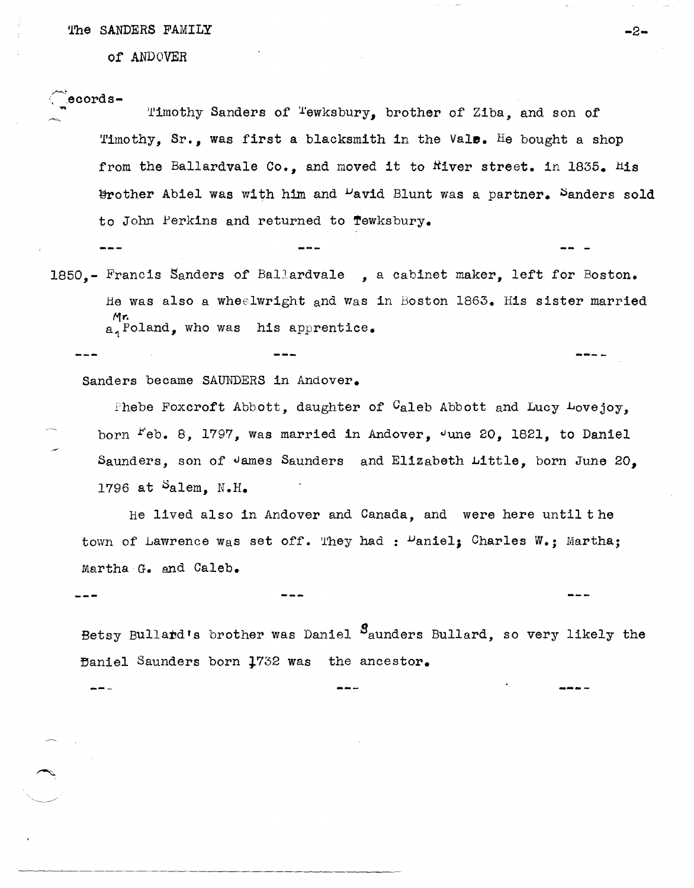The SANDERS FAMILY

of ANDOVER

Records-

Timothy Sanders of Tewksbury, brother of Ziba, and son of Timothy, Sr., was first a blacksmith in the Vale. He bought a shop from the Ballardvale Co., and moved it to River street. in 1835. His brother Abiel was with him and David Blunt was a partner. Sanders sold to John Perkins and returned to Tewksbury.

--- --- -- -

1850,- Francis Sanders of Ballardvale , a cabinet maker, left for Boston. He was also a wheelwright and was in Boston 1863. His sister married a Mr. Poland, who was his apprentice.

--- --- ----

Sanders became SAUNDERS in Andover.

Phebe Foxcroft Abbott, daughter of Caleb Abbott and Lucy Lovejoy, born Feb. 8, 1797, was married in Andover, June 20, 1821, to Daniel Saunders, son of James Saunders and Elizabeth Little, born June 20, 1796 at Salem, N.H.

He lived also in Andover and Canada, and were here until the town of Lawrence was set off. They had : Daniel; Charles W.; Martha; Martha G. and Caleb.

--- --- ---

Betsy Bullard's brother was Daniel Saunders Bullard, so very likely the Daniel Saunders born 1732 was the ancestor.

--- --- ----